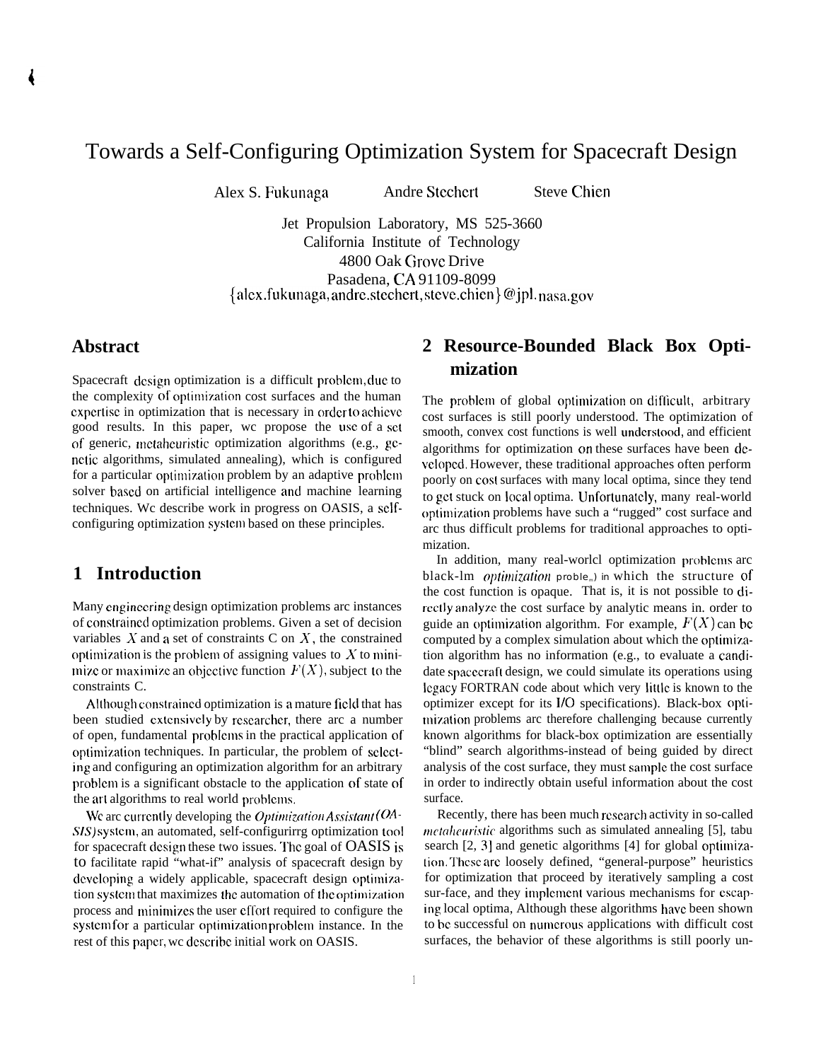# Towards a Self-Configuring Optimization System for Spacecraft Design

Alex S. Fukunaga    Andre Stechert    Steve Chien

Jet Propulsion Laboratory, MS 525-3660
California Institute of Technology
4800 Oak Grove Drive
Pasadena, CA 91109-8099
{alex.fukunaga, andre.stechert, steve.chien}@jpl.nasa.gov

## Abstract

Spacecraft design optimization is a difficult problem, due to the complexity of optimization cost surfaces and the human expertise in optimization that is necessary in order to achieve good results. In this paper, we propose the use of a set of generic, metaheuristic optimization algorithms (e.g., genetic algorithms, simulated annealing), which is configured for a particular optimization problem by an adaptive problem solver based on artificial intelligence and machine learning techniques. We describe work in progress on OASIS, a self-configuring optimization system based on these principles.

## 1 Introduction

Many engineering design optimization problems are instances of constrained optimization problems. Given a set of decision variables $X$ and a set of constraints C on $X$, the constrained optimization is the problem of assigning values to $X$ to minimize or maximize an objective function $F(X)$, subject to the constraints C.

Although constrained optimization is a mature field that has been studied extensively by researcher, there are a number of open, fundamental problems in the practical application of optimization techniques. In particular, the problem of selecting and configuring an optimization algorithm for an arbitrary problem is a significant obstacle to the application of state of the art algorithms to real world problems.

We are currently developing the *Optimization Assistant (OASIS)* system, an automated, self-configuring optimization tool for spacecraft design these two issues. The goal of OASIS is to facilitate rapid "what-if" analysis of spacecraft design by developing a widely applicable, spacecraft design optimization system that maximizes the automation of the optimization process and minimizes the user effort required to configure the system for a particular optimization problem instance. In the rest of this paper, we describe initial work on OASIS.

## 2 Resource-Bounded Black Box Optimization

The problem of global optimization on difficult, arbitrary cost surfaces is still poorly understood. The optimization of smooth, convex cost functions is well understood, and efficient algorithms for optimization on these surfaces have been developed. However, these traditional approaches often perform poorly on cost surfaces with many local optima, since they tend to get stuck on local optima. Unfortunately, many real-world optimization problems have such a "rugged" cost surface and are thus difficult problems for traditional approaches to optimization.

In addition, many real-world optimization problems are black-box *optimization* problems in which the structure of the cost function is opaque. That is, it is not possible to directly analyze the cost surface by analytic means in order to guide an optimization algorithm. For example, $F(X)$ can be computed by a complex simulation about which the optimization algorithm has no information (e.g., to evaluate a candidate spacecraft design, we could simulate its operations using legacy FORTRAN code about which very little is known to the optimizer except for its I/O specifications). Black-box optimization problems are therefore challenging because currently known algorithms for black-box optimization are essentially "blind" search algorithms-instead of being guided by direct analysis of the cost surface, they must sample the cost surface in order to indirectly obtain useful information about the cost surface.

Recently, there has been much research activity in so-called *metaheuristic* algorithms such as simulated annealing [5], tabu search [2, 3] and genetic algorithms [4] for global optimization. These are loosely defined, "general-purpose" heuristics for optimization that proceed by iteratively sampling a cost sur-face, and they implement various mechanisms for escaping local optima, Although these algorithms have been shown to be successful on numerous applications with difficult cost surfaces, the behavior of these algorithms is still poorly un-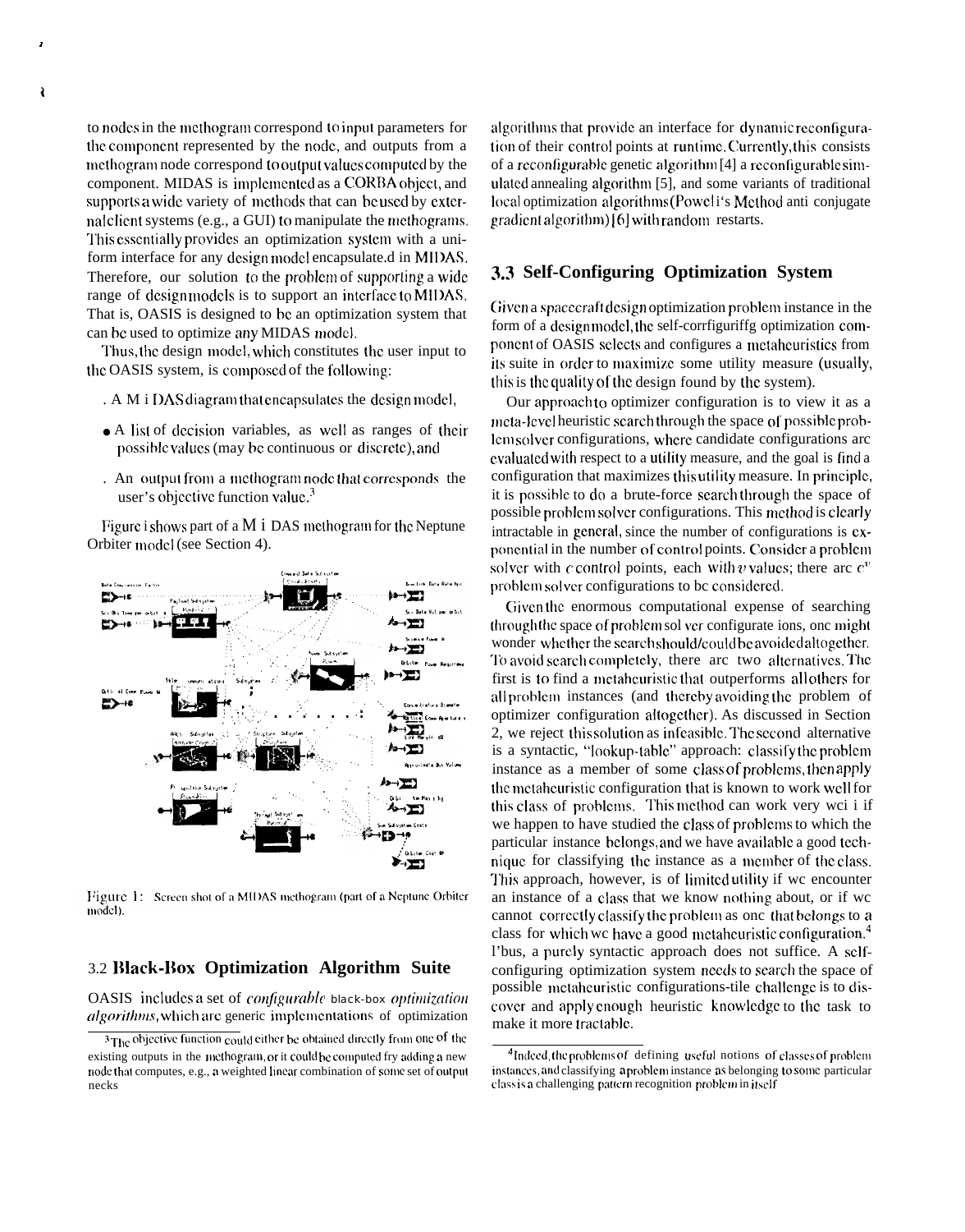to nodes in the methogram correspond to input parameters for the component represented by the node, and outputs from a methogram node correspond to output values computed by the component. MIDAS is implemented as a CORBA object, and supports a wide variety of methods that can be used by external client systems (e.g., a GUI) to manipulate the methograms. This essentially provides an optimization system with a uniform interface for any design model encapsulated in MIDAS. Therefore, our solution to the problem of supporting a wide range of design models is to support an interface to MIDAS. That is, OASIS is designed to be an optimization system that can be used to optimize any MIDAS model.

Thus, the design model, which constitutes the user input to the OASIS system, is composed of the following:

- A MIDAS diagram that encapsulates the design model,
- A list of decision variables, as well as ranges of their possible values (may be continuous or discrete), and
- An output from a methogram node that corresponds the user's objective function value.[3]

Figure 1 shows part of a MIDAS methogram for the Neptune Orbiter model (see Section 4).

Figure 1: Screen shot of a MIDAS methogram (part of a Neptune Orbiter model).

## 3.2 Black-Box Optimization Algorithm Suite

OASIS includes a set of *configurable black-box optimization algorithms*, which are generic implementations of optimization algorithms that provide an interface for dynamic reconfiguration of their control points at runtime. Currently, this consists of a reconfigurable genetic algorithm [4] a reconfigurable simulated annealing algorithm [5], and some variants of traditional local optimization algorithms (Powell's Method and conjugate gradient algorithm) [6] with random restarts.

## 3.3 Self-Configuring Optimization System

Given a spacecraft design optimization problem instance in the form of a design model, the self-configuring optimization component of OASIS selects and configures a metaheuristics from its suite in order to maximize some utility measure (usually, this is the quality of the design found by the system).

Our approach to optimizer configuration is to view it as a meta-level heuristic search through the space of possible problem solver configurations, where candidate configurations are evaluated with respect to a utility measure, and the goal is find a configuration that maximizes this utility measure. In principle, it is possible to do a brute-force search through the space of possible problem solver configurations. This method is clearly intractable in general, since the number of configurations is exponential in the number of control points. Consider a problem solver with $c$ control points, each with $v$ values; there are $c^v$ problem solver configurations to be considered.

Given the enormous computational expense of searching through the space of problem solver configurations, one might wonder whether the search should/could be avoided altogether. To avoid search completely, there are two alternatives. The first is to find a metaheuristic that outperforms all others for all problem instances (and thereby avoiding the problem of optimizer configuration altogether). As discussed in Section 2, we reject this solution as infeasible. The second alternative is a syntactic, "lookup-table" approach: classify the problem instance as a member of some class of problems, then apply the metaheuristic configuration that is known to work well for this class of problems. This method can work very well if we happen to have studied the class of problems to which the particular instance belongs, and we have available a good technique for classifying the instance as a member of the class. This approach, however, is of limited utility if we encounter an instance of a class that we know nothing about, or if we cannot correctly classify the problem as one that belongs to a class for which we have a good metaheuristic configuration.[4] Thus, a purely syntactic approach does not suffice. A self-configuring optimization system needs to search the space of possible metaheuristic configurations-the challenge is to discover and apply enough heuristic knowledge to the task to make it more tractable.

[3] The objective function could either be obtained directly from one of the existing outputs in the methogram, or it could be computed by adding a new node that computes, e.g., a weighted linear combination of some set of output necks

[4] Indeed, the problems of defining useful notions of classes of problem instances, and classifying a problem instance as belonging to some particular class is a challenging pattern recognition problem in itself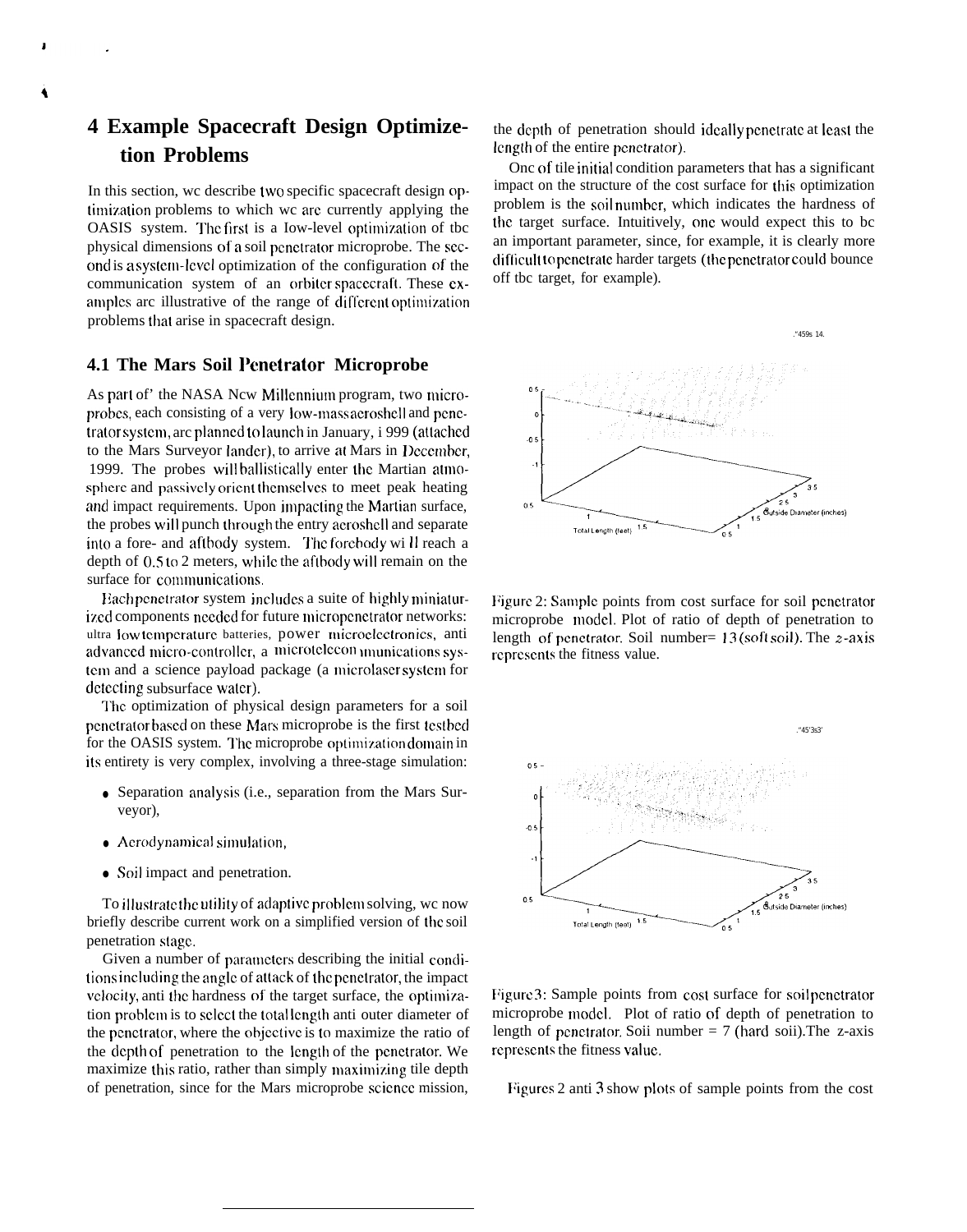# 4 Example Spacecraft Design Optimization Problems

In this section, wc describe two specific spacecraft design optimization problems to which wc are currently applying the OASIS system. The first is a low-level optimization of tbc physical dimensions of a soil penetrator microprobe. The second is a system-level optimization of the configuration of the communication system of an orbiter spacecraft. These examples arc illustrative of the range of different optimization problems that arise in spacecraft design.

## 4.1 The Mars Soil Penetrator Microprobe

As part of' the NASA New Millennium program, two microprobes, each consisting of a very low-mass aeroshell and penetrator system, arc planned to launch in January, i 999 (attached to the Mars Surveyor lander), to arrive at Mars in December, 1999. The probes will ballistically enter the Martian atmosphere and passively orient themselves to meet peak heating and impact requirements. Upon impacting the Martian surface, the probes will punch through the entry aeroshell and separate into a fore- and aftbody system. The forebody wi ll reach a depth of 0.5 to 2 meters, while the aftbody will remain on the surface for communications.

Each penetrator system includes a suite of highly miniaturized components needed for future micropenetrator networks: ultra low temperature batteries, power microelectronics, anti advanced micro-controller, a microtelecon munications system and a science payload package (a microlaser system for detecting subsurface water).

The optimization of physical design parameters for a soil penetrator based on these Mars microprobe is the first testbed for the OASIS system. The microprobe optimization domain in its entirety is very complex, involving a three-stage simulation:

- Separation analysis (i.e., separation from the Mars Surveyor),
- Aerodynamical simulation,
- Soil impact and penetration.

To illustrate the utility of adaptive problem solving, wc now briefly describe current work on a simplified version of the soil penetration stage.

Given a number of parameters describing the initial conditions including the angle of attack of the penetrator, the impact velocity, anti the hardness of the target surface, the optimization problem is to select the total length anti outer diameter of the penetrator, where the objective is to maximize the ratio of the depth of penetration to the length of the penetrator. We maximize this ratio, rather than simply maximizing tile depth of penetration, since for the Mars microprobe science mission, the depth of penetration should ideally penetrate at least the length of the entire penetrator).

Onc of tile initial condition parameters that has a significant impact on the structure of the cost surface for this optimization problem is the soil number, which indicates the hardness of the target surface. Intuitively, one would expect this to bc an important parameter, since, for example, it is clearly more difficult to penetrate harder targets (the penetrator could bounce off tbc target, for example).

."459s 14.
0.5
0
-0.5
-1
0.5
1
1.5
Total Length (feet)
0.5
1
1.5
2
2.5
3
3.5
Outside Diameter (inches)

Figure 2: Sample points from cost surface for soil penetrator microprobe model. Plot of ratio of depth of penetration to length of penetrator. Soil number= 13 (soft soil). The $z$-axis represents the fitness value.

."45'3s3'
0.5
0
-0.5
-1
0.5
1
1.5
Total Length (feet)
0.5
1
1.5
2
2.5
3
3.5
Outside Diameter (inches)

Figure 3: Sample points from cost surface for soil penetrator microprobe model. Plot of ratio of depth of penetration to length of penetrator. Soii number = 7 (hard soii).The z-axis represents the fitness value.

Figures 2 anti 3 show plots of sample points from the cost